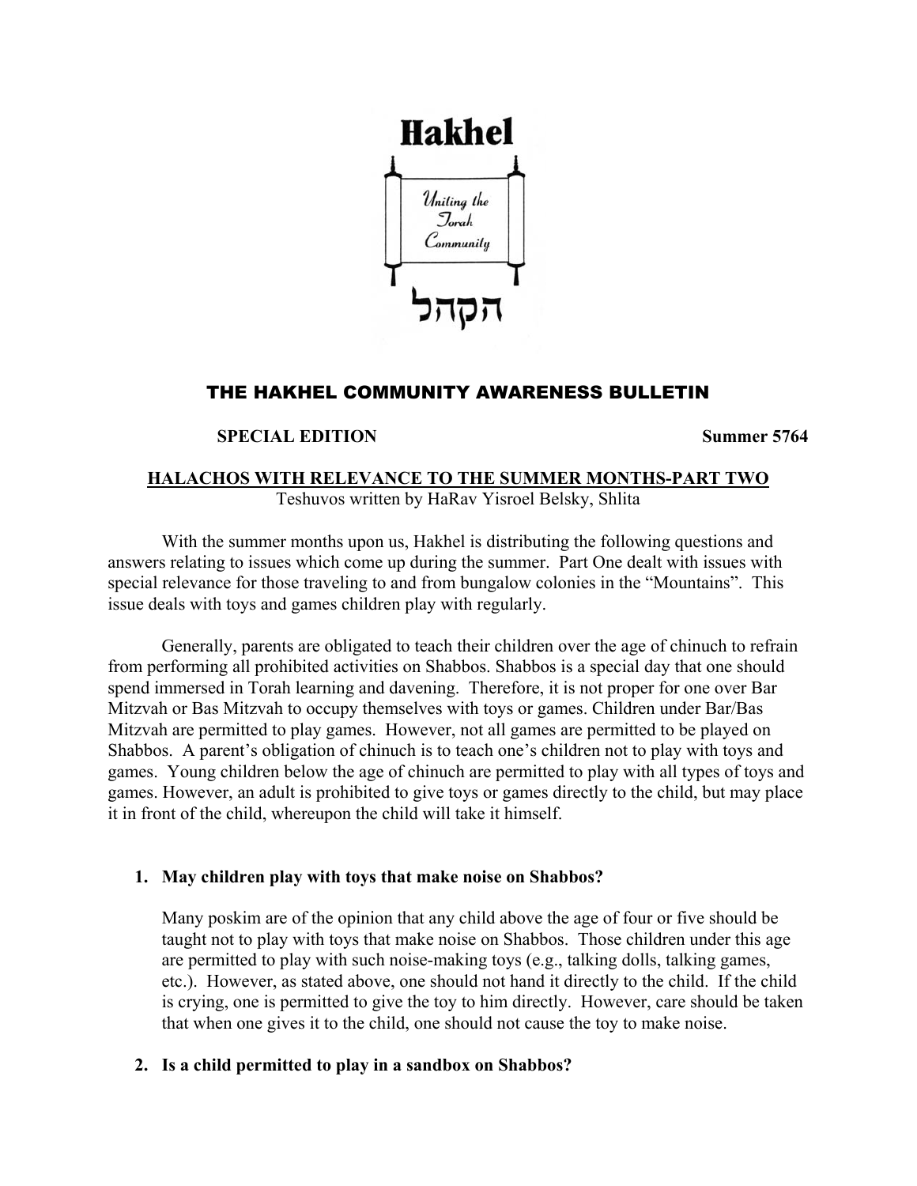# Hakhel

*Uniting the Torah Community*

הקהל

## THE HAKHEL COMMUNITY AWARENESS BULLETIN

**SPECIAL EDITION** **Summer 5764**

### HALACHOS WITH RELEVANCE TO THE SUMMER MONTHS-PART TWO

Teshuvos written by HaRav Yisroel Belsky, Shlita

With the summer months upon us, Hakhel is distributing the following questions and answers relating to issues which come up during the summer. Part One dealt with issues with special relevance for those traveling to and from bungalow colonies in the "Mountains". This issue deals with toys and games children play with regularly.

Generally, parents are obligated to teach their children over the age of chinuch to refrain from performing all prohibited activities on Shabbos. Shabbos is a special day that one should spend immersed in Torah learning and davening. Therefore, it is not proper for one over Bar Mitzvah or Bas Mitzvah to occupy themselves with toys or games. Children under Bar/Bas Mitzvah are permitted to play games. However, not all games are permitted to be played on Shabbos. A parent's obligation of chinuch is to teach one's children not to play with toys and games. Young children below the age of chinuch are permitted to play with all types of toys and games. However, an adult is prohibited to give toys or games directly to the child, but may place it in front of the child, whereupon the child will take it himself.

1. **May children play with toys that make noise on Shabbos?**

   Many poskim are of the opinion that any child above the age of four or five should be taught not to play with toys that make noise on Shabbos. Those children under this age are permitted to play with such noise-making toys (e.g., talking dolls, talking games, etc.). However, as stated above, one should not hand it directly to the child. If the child is crying, one is permitted to give the toy to him directly. However, care should be taken that when one gives it to the child, one should not cause the toy to make noise.

2. **Is a child permitted to play in a sandbox on Shabbos?**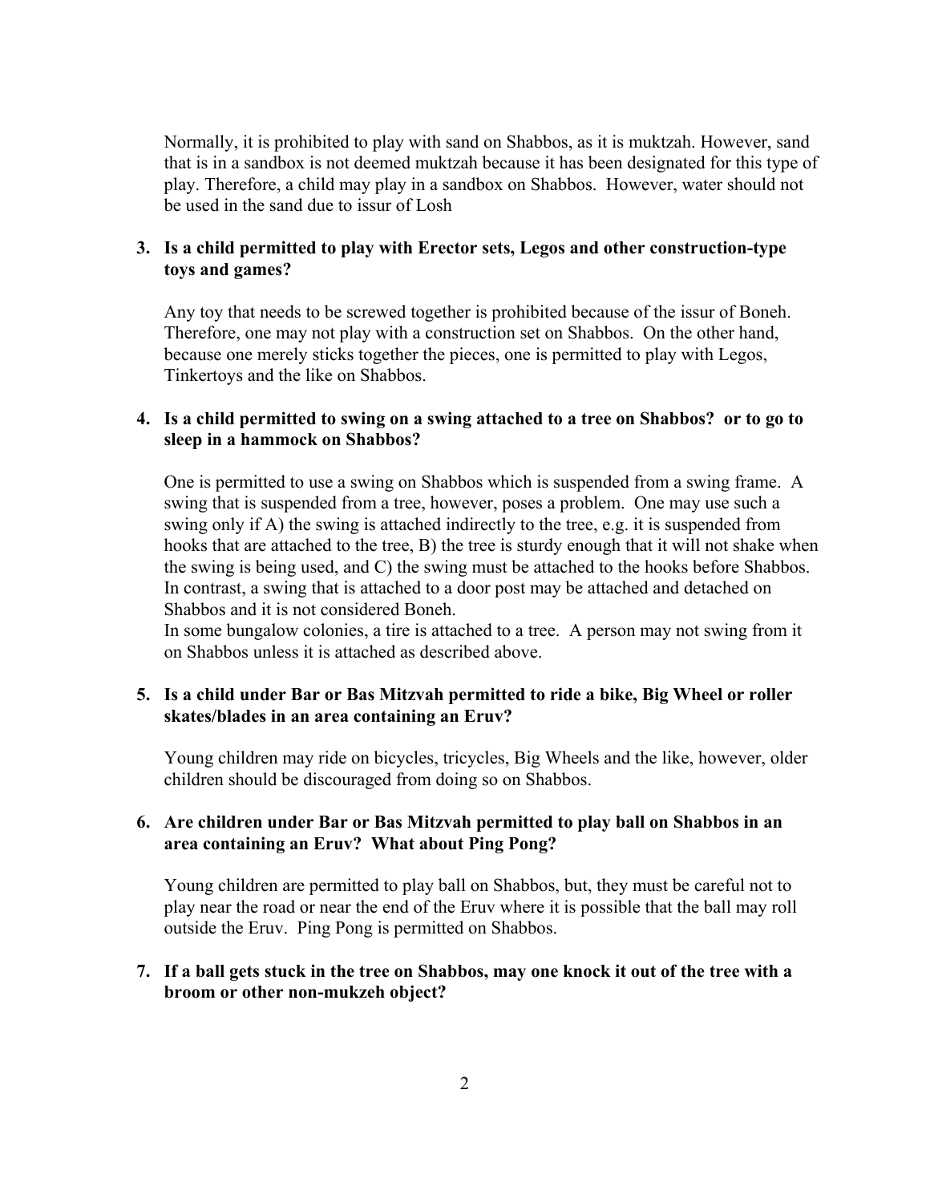Normally, it is prohibited to play with sand on Shabbos, as it is muktzah. However, sand that is in a sandbox is not deemed muktzah because it has been designated for this type of play. Therefore, a child may play in a sandbox on Shabbos. However, water should not be used in the sand due to issur of Losh

3. **Is a child permitted to play with Erector sets, Legos and other construction-type toys and games?**

   Any toy that needs to be screwed together is prohibited because of the issur of Boneh. Therefore, one may not play with a construction set on Shabbos. On the other hand, because one merely sticks together the pieces, one is permitted to play with Legos, Tinkertoys and the like on Shabbos.

4. **Is a child permitted to swing on a swing attached to a tree on Shabbos? or to go to sleep in a hammock on Shabbos?**

   One is permitted to use a swing on Shabbos which is suspended from a swing frame. A swing that is suspended from a tree, however, poses a problem. One may use such a swing only if A) the swing is attached indirectly to the tree, e.g. it is suspended from hooks that are attached to the tree, B) the tree is sturdy enough that it will not shake when the swing is being used, and C) the swing must be attached to the hooks before Shabbos. In contrast, a swing that is attached to a door post may be attached and detached on Shabbos and it is not considered Boneh.
   In some bungalow colonies, a tire is attached to a tree. A person may not swing from it on Shabbos unless it is attached as described above.

5. **Is a child under Bar or Bas Mitzvah permitted to ride a bike, Big Wheel or roller skates/blades in an area containing an Eruv?**

   Young children may ride on bicycles, tricycles, Big Wheels and the like, however, older children should be discouraged from doing so on Shabbos.

6. **Are children under Bar or Bas Mitzvah permitted to play ball on Shabbos in an area containing an Eruv? What about Ping Pong?**

   Young children are permitted to play ball on Shabbos, but, they must be careful not to play near the road or near the end of the Eruv where it is possible that the ball may roll outside the Eruv. Ping Pong is permitted on Shabbos.

7. **If a ball gets stuck in the tree on Shabbos, may one knock it out of the tree with a broom or other non-mukzeh object?**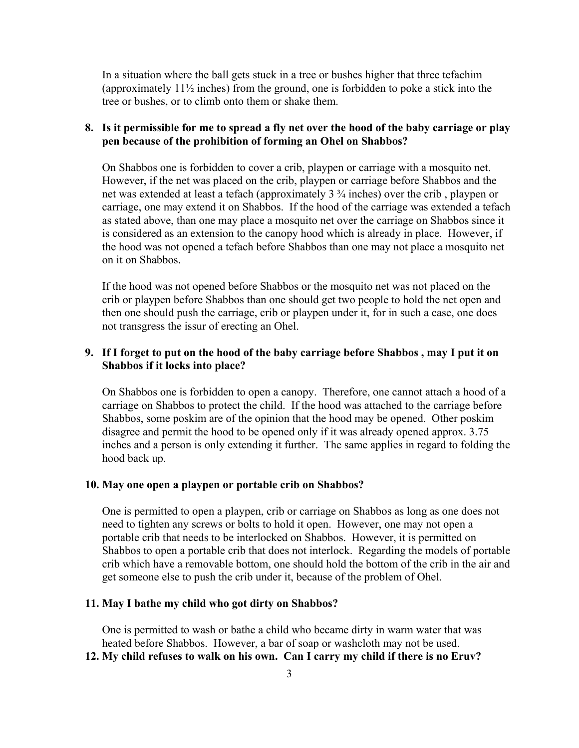In a situation where the ball gets stuck in a tree or bushes higher that three tefachim (approximately 11½ inches) from the ground, one is forbidden to poke a stick into the tree or bushes, or to climb onto them or shake them.

**8. Is it permissible for me to spread a fly net over the hood of the baby carriage or play pen because of the prohibition of forming an Ohel on Shabbos?**

On Shabbos one is forbidden to cover a crib, playpen or carriage with a mosquito net. However, if the net was placed on the crib, playpen or carriage before Shabbos and the net was extended at least a tefach (approximately 3 ¾ inches) over the crib , playpen or carriage, one may extend it on Shabbos. If the hood of the carriage was extended a tefach as stated above, than one may place a mosquito net over the carriage on Shabbos since it is considered as an extension to the canopy hood which is already in place. However, if the hood was not opened a tefach before Shabbos than one may not place a mosquito net on it on Shabbos.

If the hood was not opened before Shabbos or the mosquito net was not placed on the crib or playpen before Shabbos than one should get two people to hold the net open and then one should push the carriage, crib or playpen under it, for in such a case, one does not transgress the issur of erecting an Ohel.

**9. If I forget to put on the hood of the baby carriage before Shabbos , may I put it on Shabbos if it locks into place?**

On Shabbos one is forbidden to open a canopy. Therefore, one cannot attach a hood of a carriage on Shabbos to protect the child. If the hood was attached to the carriage before Shabbos, some poskim are of the opinion that the hood may be opened. Other poskim disagree and permit the hood to be opened only if it was already opened approx. 3.75 inches and a person is only extending it further. The same applies in regard to folding the hood back up.

**10. May one open a playpen or portable crib on Shabbos?**

One is permitted to open a playpen, crib or carriage on Shabbos as long as one does not need to tighten any screws or bolts to hold it open. However, one may not open a portable crib that needs to be interlocked on Shabbos. However, it is permitted on Shabbos to open a portable crib that does not interlock. Regarding the models of portable crib which have a removable bottom, one should hold the bottom of the crib in the air and get someone else to push the crib under it, because of the problem of Ohel.

**11. May I bathe my child who got dirty on Shabbos?**

One is permitted to wash or bathe a child who became dirty in warm water that was heated before Shabbos. However, a bar of soap or washcloth may not be used.

**12. My child refuses to walk on his own. Can I carry my child if there is no Eruv?**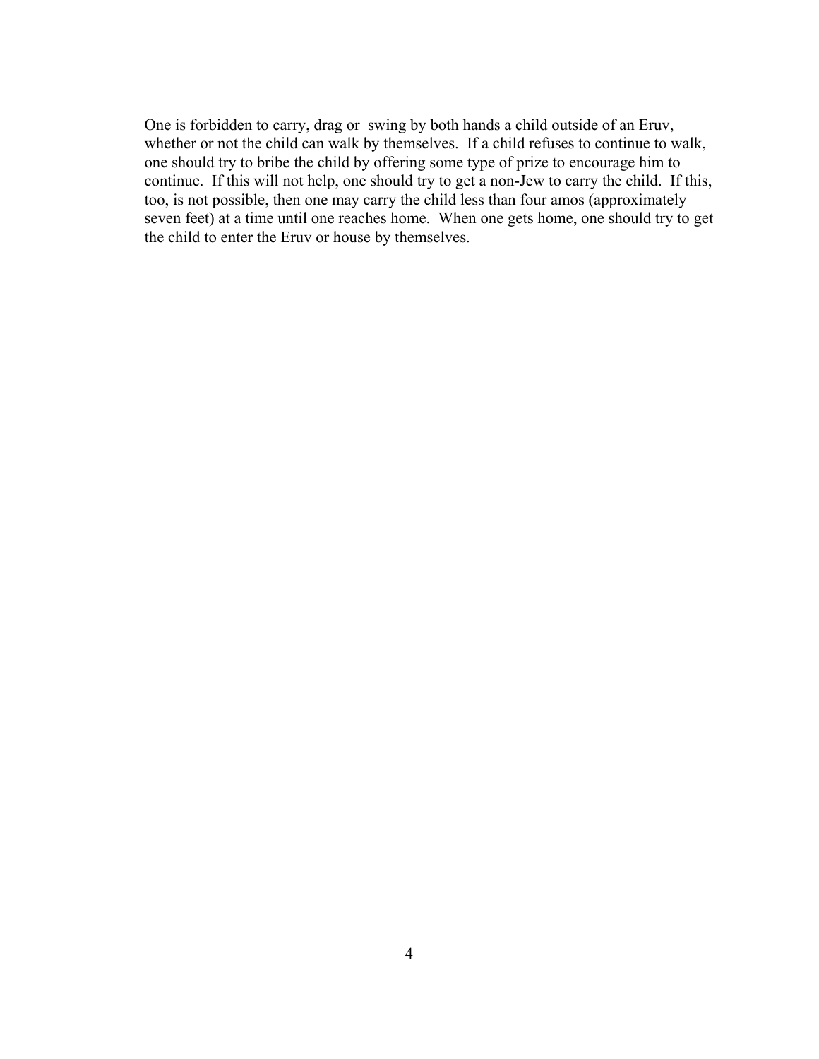One is forbidden to carry, drag or swing by both hands a child outside of an Eruv, whether or not the child can walk by themselves. If a child refuses to continue to walk, one should try to bribe the child by offering some type of prize to encourage him to continue. If this will not help, one should try to get a non-Jew to carry the child. If this, too, is not possible, then one may carry the child less than four amos (approximately seven feet) at a time until one reaches home. When one gets home, one should try to get the child to enter the Eruv or house by themselves.